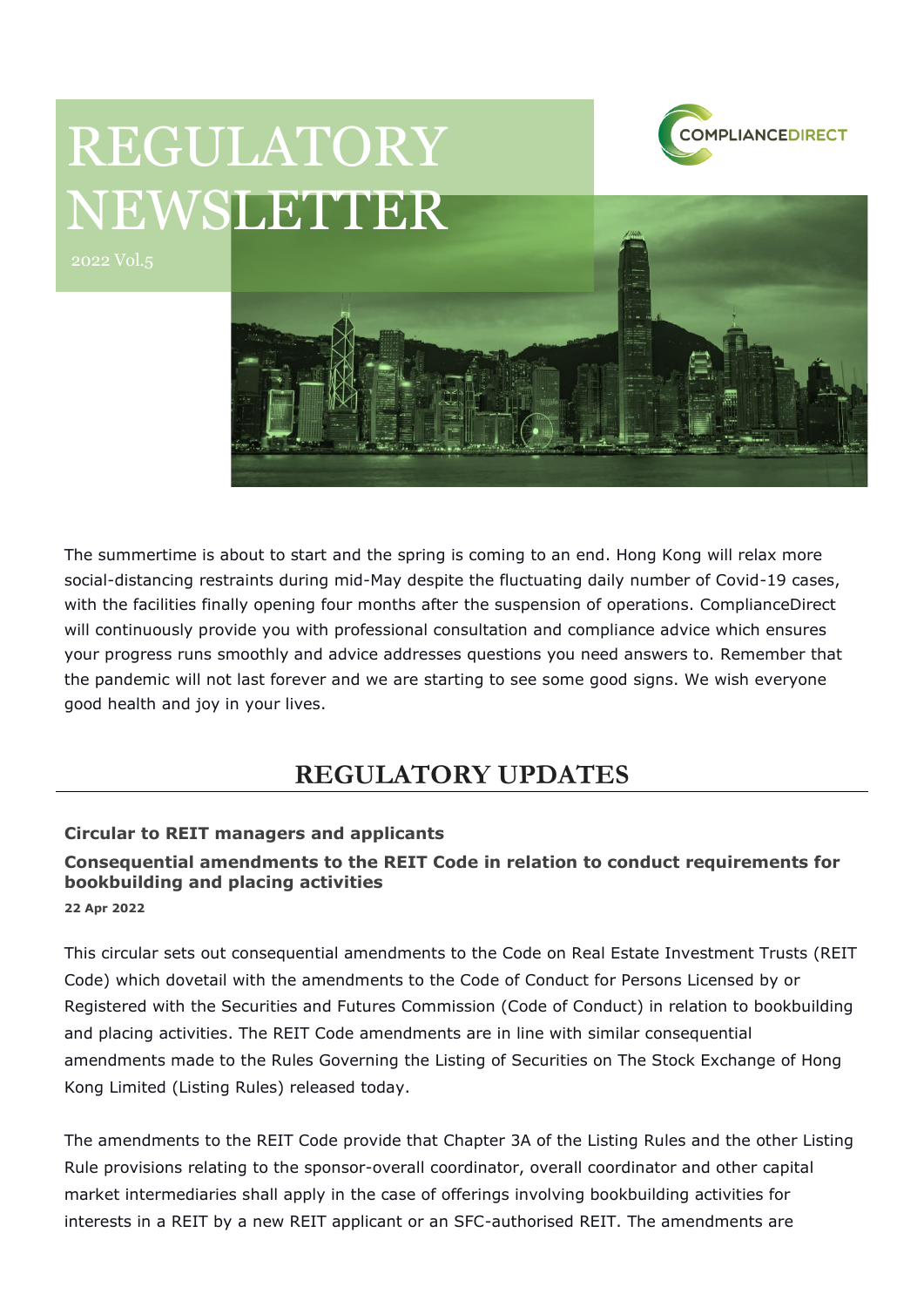# REGULATORY NEWSLETTER

2022 Vol.5

COMPLIANCEDIRECT

The summertime is about to start and the spring is coming to an end. Hong Kong will relax more social-distancing restraints during mid-May despite the fluctuating daily number of Covid-19 cases, with the facilities finally opening four months after the suspension of operations. ComplianceDirect will continuously provide you with professional consultation and compliance advice which ensures your progress runs smoothly and advice addresses questions you need answers to. Remember that the pandemic will not last forever and we are starting to see some good signs. We wish everyone good health and joy in your lives.

## REGULATORY UPDATES

### Circular to REIT managers and applicants

### Consequential amendments to the REIT Code in relation to conduct requirements for bookbuilding and placing activities

**22 Apr 2022**

This circular sets out consequential amendments to the Code on Real Estate Investment Trusts (REIT Code) which dovetail with the amendments to the Code of Conduct for Persons Licensed by or Registered with the Securities and Futures Commission (Code of Conduct) in relation to bookbuilding and placing activities. The REIT Code amendments are in line with similar consequential amendments made to the Rules Governing the Listing of Securities on The Stock Exchange of Hong Kong Limited (Listing Rules) released today.

The amendments to the REIT Code provide that Chapter 3A of the Listing Rules and the other Listing Rule provisions relating to the sponsor-overall coordinator, overall coordinator and other capital market intermediaries shall apply in the case of offerings involving bookbuilding activities for interests in a REIT by a new REIT applicant or an SFC-authorised REIT. The amendments are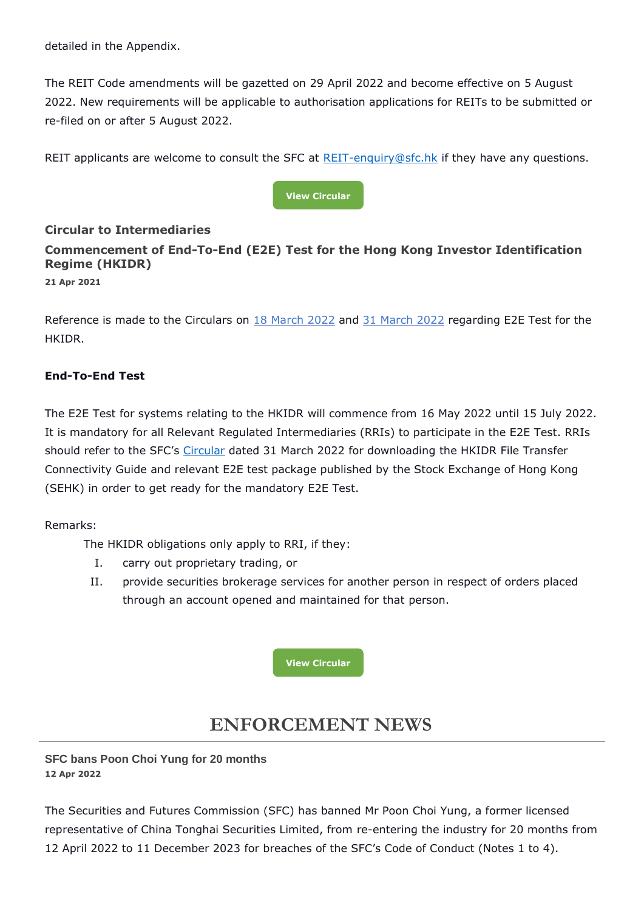detailed in the Appendix.

The REIT Code amendments will be gazetted on 29 April 2022 and become effective on 5 August 2022. New requirements will be applicable to authorisation applications for REITs to be submitted or re-filed on or after 5 August 2022.

REIT applicants are welcome to consult the SFC at [REIT-enquiry@sfc.hk](mailto:REIT-enquiry@sfc.hk) if they have any questions.

**View Circular**

### Circular to Intermediaries

### Commencement of End-To-End (E2E) Test for the Hong Kong Investor Identification Regime (HKIDR)

**21 Apr 2021**

Reference is made to the Circulars on 18 March 2022 and 31 March 2022 regarding E2E Test for the HKIDR.

**End-To-End Test**

The E2E Test for systems relating to the HKIDR will commence from 16 May 2022 until 15 July 2022. It is mandatory for all Relevant Regulated Intermediaries (RRIs) to participate in the E2E Test. RRIs should refer to the SFC's Circular dated 31 March 2022 for downloading the HKIDR File Transfer Connectivity Guide and relevant E2E test package published by the Stock Exchange of Hong Kong (SEHK) in order to get ready for the mandatory E2E Test.

Remarks:

The HKIDR obligations only apply to RRI, if they:

I. carry out proprietary trading, or
II. provide securities brokerage services for another person in respect of orders placed through an account opened and maintained for that person.

**View Circular**

## ENFORCEMENT NEWS

### SFC bans Poon Choi Yung for 20 months

**12 Apr 2022**

The Securities and Futures Commission (SFC) has banned Mr Poon Choi Yung, a former licensed representative of China Tonghai Securities Limited, from re-entering the industry for 20 months from 12 April 2022 to 11 December 2023 for breaches of the SFC's Code of Conduct (Notes 1 to 4).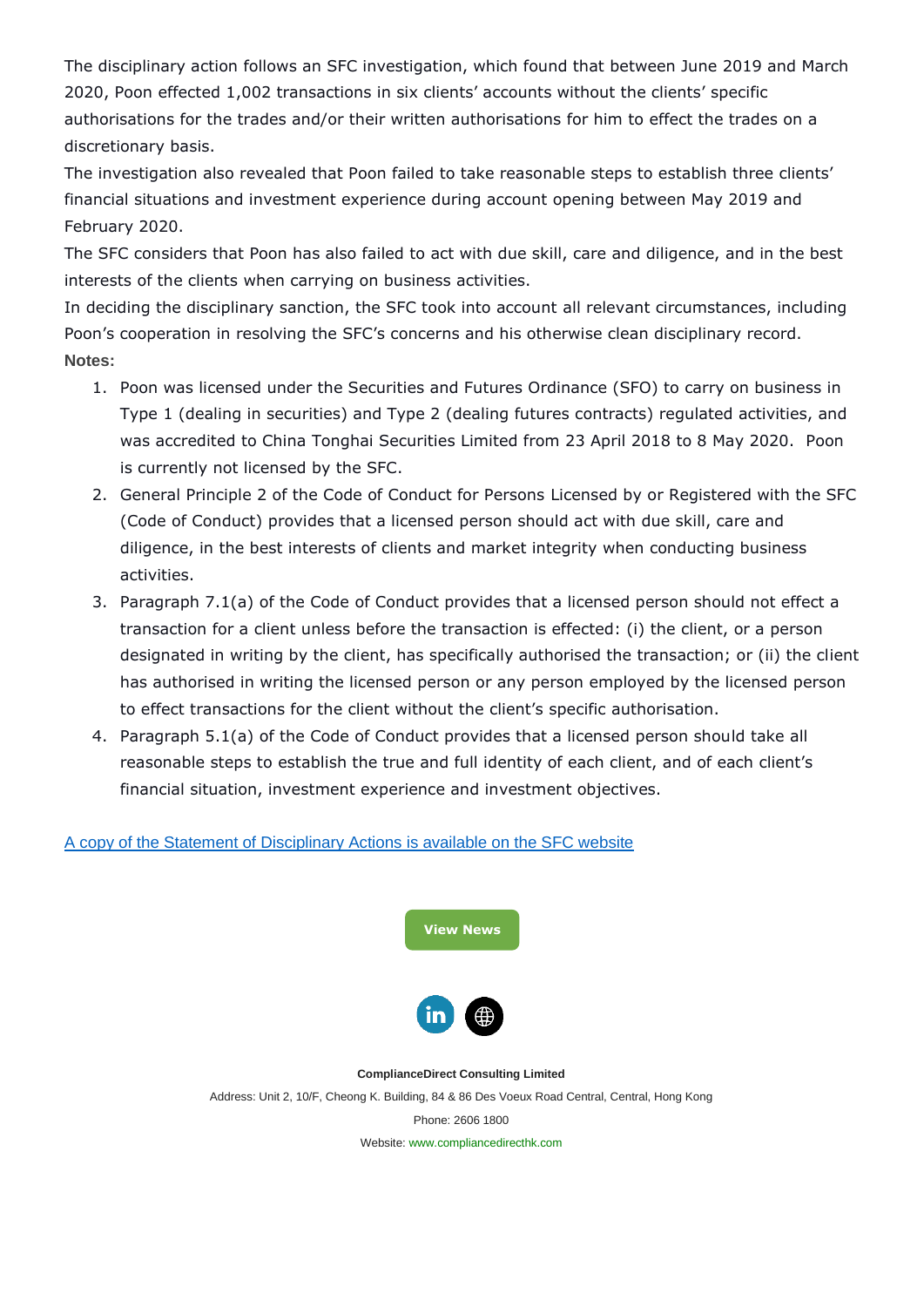The disciplinary action follows an SFC investigation, which found that between June 2019 and March 2020, Poon effected 1,002 transactions in six clients' accounts without the clients' specific authorisations for the trades and/or their written authorisations for him to effect the trades on a discretionary basis.

The investigation also revealed that Poon failed to take reasonable steps to establish three clients' financial situations and investment experience during account opening between May 2019 and February 2020.

The SFC considers that Poon has also failed to act with due skill, care and diligence, and in the best interests of the clients when carrying on business activities.

In deciding the disciplinary sanction, the SFC took into account all relevant circumstances, including Poon's cooperation in resolving the SFC's concerns and his otherwise clean disciplinary record.

**Notes:**

1. Poon was licensed under the Securities and Futures Ordinance (SFO) to carry on business in Type 1 (dealing in securities) and Type 2 (dealing futures contracts) regulated activities, and was accredited to China Tonghai Securities Limited from 23 April 2018 to 8 May 2020. Poon is currently not licensed by the SFC.
2. General Principle 2 of the Code of Conduct for Persons Licensed by or Registered with the SFC (Code of Conduct) provides that a licensed person should act with due skill, care and diligence, in the best interests of clients and market integrity when conducting business activities.
3. Paragraph 7.1(a) of the Code of Conduct provides that a licensed person should not effect a transaction for a client unless before the transaction is effected: (i) the client, or a person designated in writing by the client, has specifically authorised the transaction; or (ii) the client has authorised in writing the licensed person or any person employed by the licensed person to effect transactions for the client without the client's specific authorisation.
4. Paragraph 5.1(a) of the Code of Conduct provides that a licensed person should take all reasonable steps to establish the true and full identity of each client, and of each client's financial situation, investment experience and investment objectives.

A copy of the Statement of Disciplinary Actions is available on the SFC website

View News

**ComplianceDirect Consulting Limited**

Address: Unit 2, 10/F, Cheong K. Building, 84 & 86 Des Voeux Road Central, Central, Hong Kong

Phone: 2606 1800

Website: www.compliancedirecthk.com